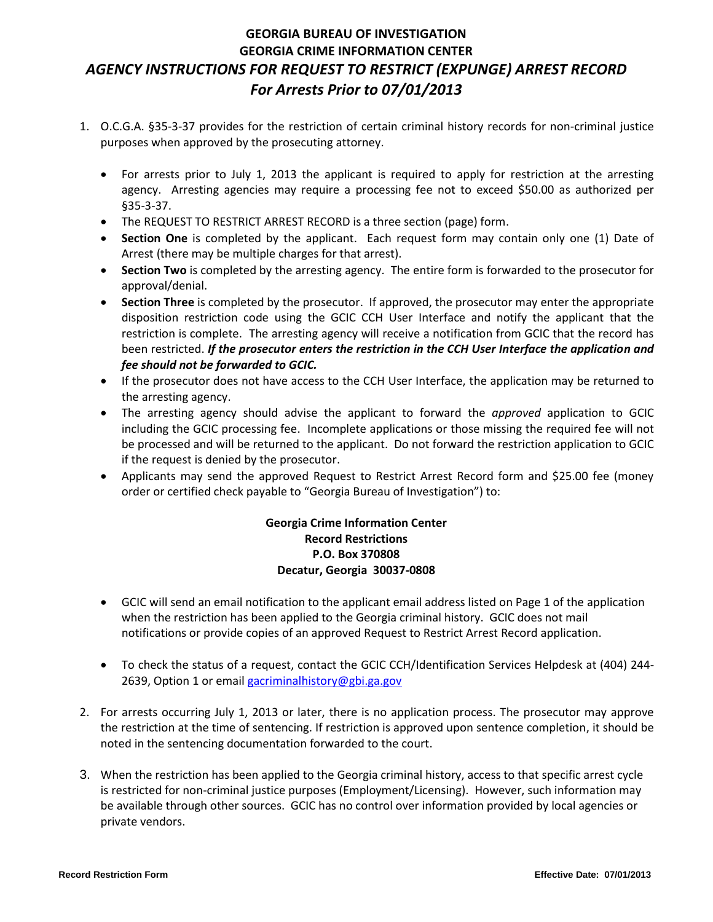# GEORGIA BUREAU OF INVESTIGATION
# GEORGIA CRIME INFORMATION CENTER
## *AGENCY INSTRUCTIONS FOR REQUEST TO RESTRICT (EXPUNGE) ARREST RECORD*
## *For Arrests Prior to 07/01/2013*

1. O.C.G.A. §35-3-37 provides for the restriction of certain criminal history records for non-criminal justice purposes when approved by the prosecuting attorney.

   - For arrests prior to July 1, 2013 the applicant is required to apply for restriction at the arresting agency. Arresting agencies may require a processing fee not to exceed $50.00 as authorized per §35-3-37.
   - The REQUEST TO RESTRICT ARREST RECORD is a three section (page) form.
   - **Section One** is completed by the applicant. Each request form may contain only one (1) Date of Arrest (there may be multiple charges for that arrest).
   - **Section Two** is completed by the arresting agency. The entire form is forwarded to the prosecutor for approval/denial.
   - **Section Three** is completed by the prosecutor. If approved, the prosecutor may enter the appropriate disposition restriction code using the GCIC CCH User Interface and notify the applicant that the restriction is complete. The arresting agency will receive a notification from GCIC that the record has been restricted. ***If the prosecutor enters the restriction in the CCH User Interface the application and fee should not be forwarded to GCIC.***
   - If the prosecutor does not have access to the CCH User Interface, the application may be returned to the arresting agency.
   - The arresting agency should advise the applicant to forward the *approved* application to GCIC including the GCIC processing fee. Incomplete applications or those missing the required fee will not be processed and will be returned to the applicant. Do not forward the restriction application to GCIC if the request is denied by the prosecutor.
   - Applicants may send the approved Request to Restrict Arrest Record form and $25.00 fee (money order or certified check payable to "Georgia Bureau of Investigation") to:

     **Georgia Crime Information Center**
     **Record Restrictions**
     **P.O. Box 370808**
     **Decatur, Georgia 30037-0808**

   - GCIC will send an email notification to the applicant email address listed on Page 1 of the application when the restriction has been applied to the Georgia criminal history. GCIC does not mail notifications or provide copies of an approved Request to Restrict Arrest Record application.
   - To check the status of a request, contact the GCIC CCH/Identification Services Helpdesk at (404) 244-2639, Option 1 or email gacriminalhistory@gbi.ga.gov

2. For arrests occurring July 1, 2013 or later, there is no application process. The prosecutor may approve the restriction at the time of sentencing. If restriction is approved upon sentence completion, it should be noted in the sentencing documentation forwarded to the court.

3. When the restriction has been applied to the Georgia criminal history, access to that specific arrest cycle is restricted for non-criminal justice purposes (Employment/Licensing). However, such information may be available through other sources. GCIC has no control over information provided by local agencies or private vendors.

**Record Restriction Form** **Effective Date: 07/01/2013**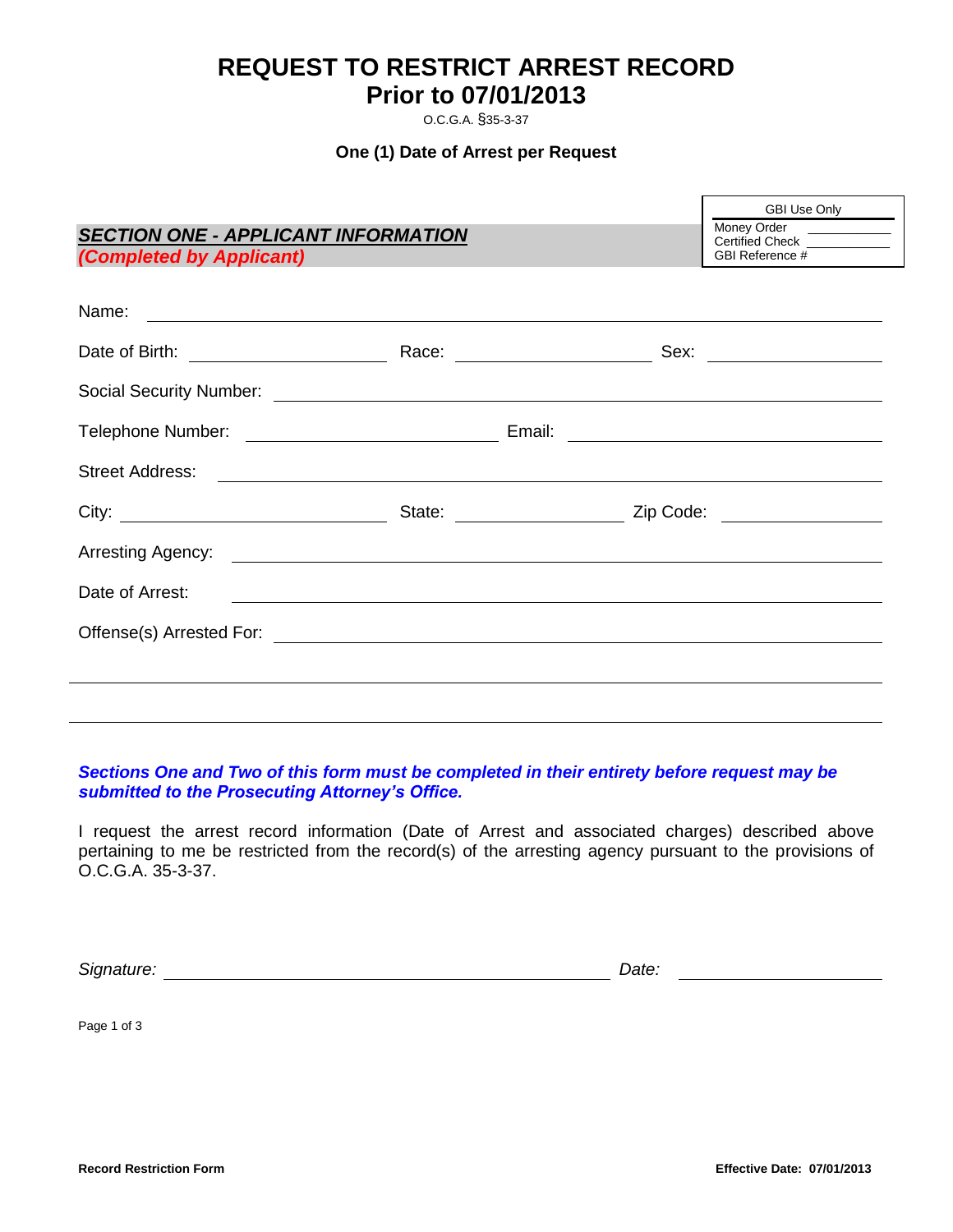# REQUEST TO RESTRICT ARREST RECORD
# Prior to 07/01/2013

O.C.G.A. §35-3-37

**One (1) Date of Arrest per Request**

| GBI Use Only | |
|---|---|
| Money Order | ________ |
| Certified Check | ________ |
| GBI Reference # | |

## *SECTION ONE - APPLICANT INFORMATION*
***(Completed by Applicant)***

Name: ______________________________

Date of Birth: ______________ Race: ______________ Sex: ______________

Social Security Number: ______________________________

Telephone Number: ______________ Email: ______________

Street Address: ______________________________

City: ______________ State: ______________ Zip Code: ______________

Arresting Agency: ______________________________

Date of Arrest: ______________________________

Offense(s) Arrested For: ______________________________

______________________________

______________________________

***Sections One and Two of this form must be completed in their entirety before request may be submitted to the Prosecuting Attorney's Office.***

I request the arrest record information (Date of Arrest and associated charges) described above pertaining to me be restricted from the record(s) of the arresting agency pursuant to the provisions of O.C.G.A. 35-3-37.

*Signature:* ______________________________ *Date:* ______________

**Record Restriction Form** **Effective Date: 07/01/2013**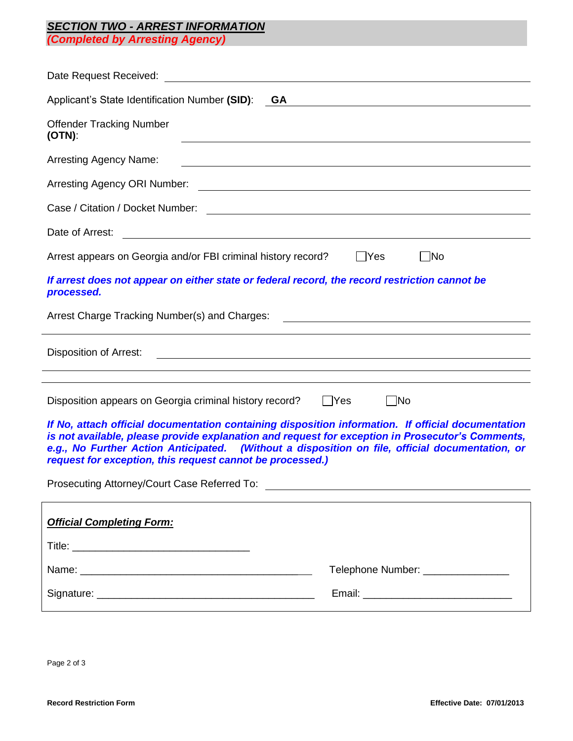## ***SECTION TWO - ARREST INFORMATION***
***(Completed by Arresting Agency)***

Date Request Received: ______________________________

Applicant's State Identification Number **(SID)**: **GA** ______________________________

Offender Tracking Number **(OTN)**: ______________________________

Arresting Agency Name: ______________________________

Arresting Agency ORI Number: ______________________________

Case / Citation / Docket Number: ______________________________

Date of Arrest: ______________________________

Arrest appears on Georgia and/or FBI criminal history record? ☐ Yes ☐ No

***If arrest does not appear on either state or federal record, the record restriction cannot be processed.***

Arrest Charge Tracking Number(s) and Charges: ______________________________

______________________________

Disposition of Arrest: ______________________________

______________________________

______________________________

Disposition appears on Georgia criminal history record? ☐ Yes ☐ No

***If No, attach official documentation containing disposition information. If official documentation is not available, please provide explanation and request for exception in Prosecutor's Comments, e.g., No Further Action Anticipated. (Without a disposition on file, official documentation, or request for exception, this request cannot be processed.)***

Prosecuting Attorney/Court Case Referred To: ______________________________

***Official Completing Form:***

Title: ______________________________

Name: ______________________________ Telephone Number: ______________

Signature: ______________________________ Email: ______________________

Record Restriction Form Effective Date: 07/01/2013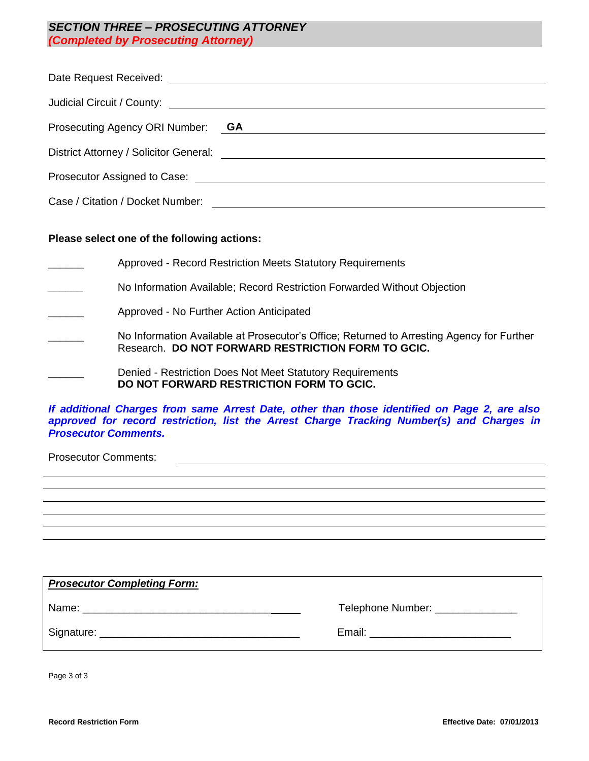## *SECTION THREE – PROSECUTING ATTORNEY*
***(Completed by Prosecuting Attorney)***

Date Request Received: ______________________________

Judicial Circuit / County: ______________________________

Prosecuting Agency ORI Number: **GA** ______________________________

District Attorney / Solicitor General: ______________________________

Prosecutor Assigned to Case: ______________________________

Case / Citation / Docket Number: ______________________________

**Please select one of the following actions:**

______ Approved - Record Restriction Meets Statutory Requirements

______ No Information Available; Record Restriction Forwarded Without Objection

______ Approved - No Further Action Anticipated

______ No Information Available at Prosecutor's Office; Returned to Arresting Agency for Further Research. **DO NOT FORWARD RESTRICTION FORM TO GCIC.**

______ Denied - Restriction Does Not Meet Statutory Requirements
**DO NOT FORWARD RESTRICTION FORM TO GCIC.**

***If additional Charges from same Arrest Date, other than those identified on Page 2, are also approved for record restriction, list the Arrest Charge Tracking Number(s) and Charges in Prosecutor Comments.***

Prosecutor Comments: ______________________________

______________________________________________________________

______________________________________________________________

______________________________________________________________

______________________________________________________________

______________________________________________________________

______________________________________________________________

***Prosecutor Completing Form:***

Name: ______________________________ Telephone Number: ______________

Signature: ______________________________ Email: ________________________

**Record Restriction Form** **Effective Date: 07/01/2013**